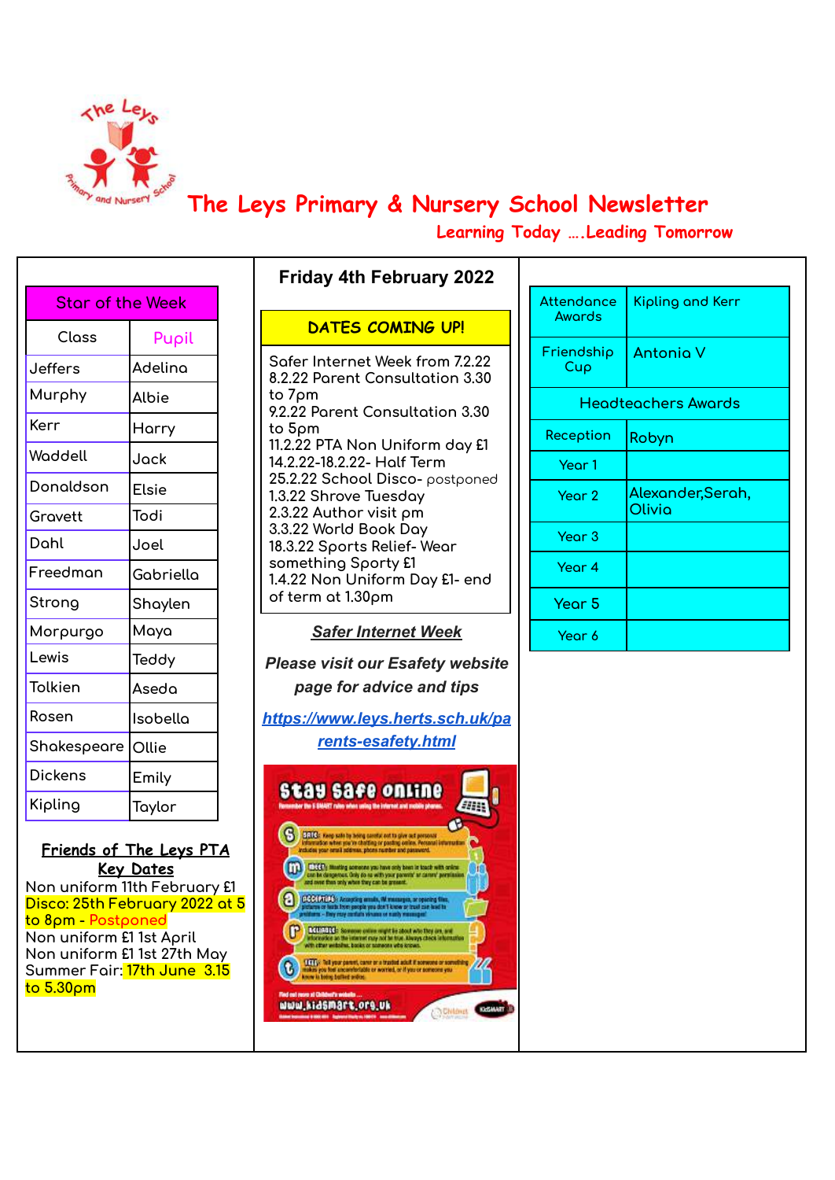# The Leys Primary & Nursery School Newsletter

**Learning Today ….Leading Tomorrow**

## Friday 4th February 2022

| Star of the Week | |
|---|---|
| Class | Pupil |
| Jeffers | Adelina |
| Murphy | Albie |
| Kerr | Harry |
| Waddell | Jack |
| Donaldson | Elsie |
| Gravett | Todi |
| Dahl | Joel |
| Freedman | Gabriella |
| Strong | Shaylen |
| Morpurgo | Maya |
| Lewis | Teddy |
| Tolkien | Aseda |
| Rosen | Isobella |
| Shakespeare | Ollie |
| Dickens | Emily |
| Kipling | Taylor |

**Friends of The Leys PTA**
**Key Dates**

Non uniform 11th February £1
Disco: 25th February 2022 at 5 to 8pm - Postponed
Non uniform £1 1st April
Non uniform £1 1st 27th May
Summer Fair: 17th June 3.15 to 5.30pm

### DATES COMING UP!

Safer Internet Week from 7.2.22
8.2.22 Parent Consultation 3.30 to 7pm
9.2.22 Parent Consultation 3.30 to 5pm
11.2.22 PTA Non Uniform day £1
14.2.22-18.2.22- Half Term
25.2.22 School Disco- postponed
1.3.22 Shrove Tuesday
2.3.22 Author visit pm
3.3.22 World Book Day
18.3.22 Sports Relief- Wear something Sporty £1
1.4.22 Non Uniform Day £1- end of term at 1.30pm

***Safer Internet Week***

***Please visit our Esafety website page for advice and tips***

***https://www.leys.herts.sch.uk/parents-esafety.html***

| | |
|---|---|
| Attendance Awards | Kipling and Kerr |
| Friendship Cup | Antonia V |
| **Headteachers Awards** | |
| Reception | Robyn |
| Year 1 | |
| Year 2 | Alexander,Serah, Olivia |
| Year 3 | |
| Year 4 | |
| Year 5 | |
| Year 6 | |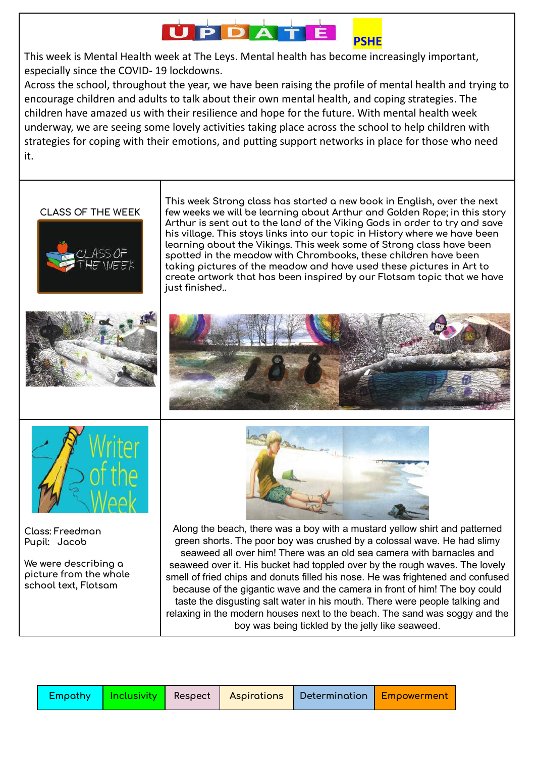# UPDATE PSHE

This week is Mental Health week at The Leys. Mental health has become increasingly important, especially since the COVID- 19 lockdowns.

Across the school, throughout the year, we have been raising the profile of mental health and trying to encourage children and adults to talk about their own mental health, and coping strategies. The children have amazed us with their resilience and hope for the future. With mental health week underway, we are seeing some lovely activities taking place across the school to help children with strategies for coping with their emotions, and putting support networks in place for those who need it.

## CLASS OF THE WEEK

This week Strong class has started a new book in English, over the next few weeks we will be learning about Arthur and Golden Rope; in this story Arthur is sent out to the land of the Viking Gods in order to try and save his village. This stoys links into our topic in History where we have been learning about the Vikings. This week some of Strong class have been spotted in the meadow with Chrombooks, these children have been taking pictures of the meadow and have used these pictures in Art to create artwork that has been inspired by our Flotsam topic that we have just finished..

## Writer of the Week

Class: Freedman
Pupil: Jacob

We were describing a picture from the whole school text, Flotsam

Along the beach, there was a boy with a mustard yellow shirt and patterned green shorts. The poor boy was crushed by a colossal wave. He had slimy seaweed all over him! There was an old sea camera with barnacles and seaweed over it. His bucket had toppled over by the rough waves. The lovely smell of fried chips and donuts filled his nose. He was frightened and confused because of the gigantic wave and the camera in front of him! The boy could taste the disgusting salt water in his mouth. There were people talking and relaxing in the modern houses next to the beach. The sand was soggy and the boy was being tickled by the jelly like seaweed.

| Empathy | Inclusivity | Respect | Aspirations | Determination | Empowerment |
|---|---|---|---|---|---|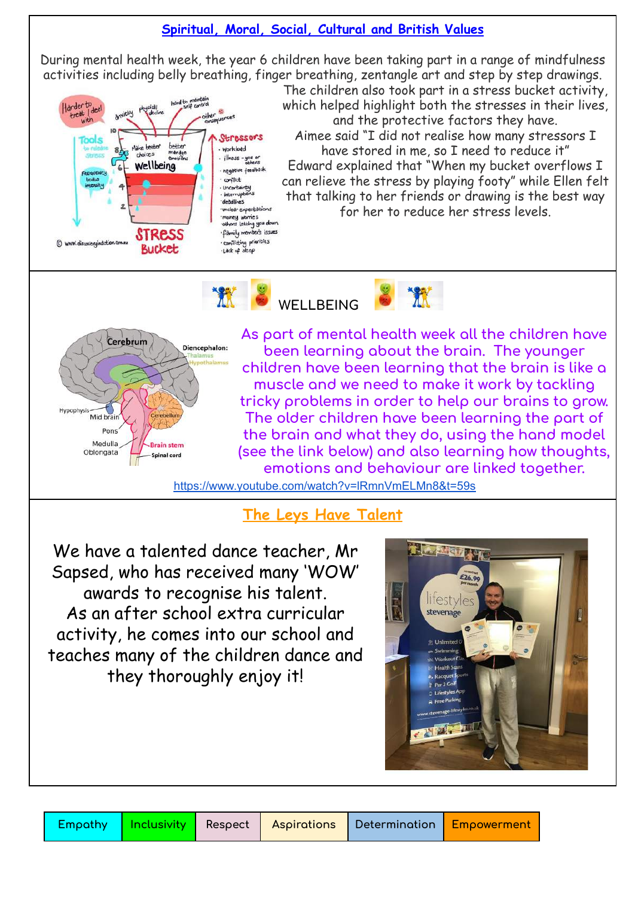## Spiritual, Moral, Social, Cultural and British Values

During mental health week, the year 6 children have been taking part in a range of mindfulness activities including belly breathing, finger breathing, zentangle art and step by step drawings. The children also took part in a stress bucket activity, which helped highlight both the stresses in their lives, and the protective factors they have.

Aimee said "I did not realise how many stressors I have stored in me, so I need to reduce it"

Edward explained that "When my bucket overflows I can relieve the stress by playing footy" while Ellen felt that talking to her friends or drawing is the best way for her to reduce her stress levels.

## WELLBEING

As part of mental health week all the children have been learning about the brain. The younger children have been learning that the brain is like a muscle and we need to make it work by tackling tricky problems in order to help our brains to grow. The older children have been learning the part of the brain and what they do, using the hand model (see the link below) and also learning how thoughts, emotions and behaviour are linked together.

https://www.youtube.com/watch?v=lRmnVmELMn8&t=59s

## The Leys Have Talent

We have a talented dance teacher, Mr Sapsed, who has received many 'WOW' awards to recognise his talent. As an after school extra curricular activity, he comes into our school and teaches many of the children dance and they thoroughly enjoy it!

| Empathy | Inclusivity | Respect | Aspirations | Determination | Empowerment |
| --- | --- | --- | --- | --- | --- |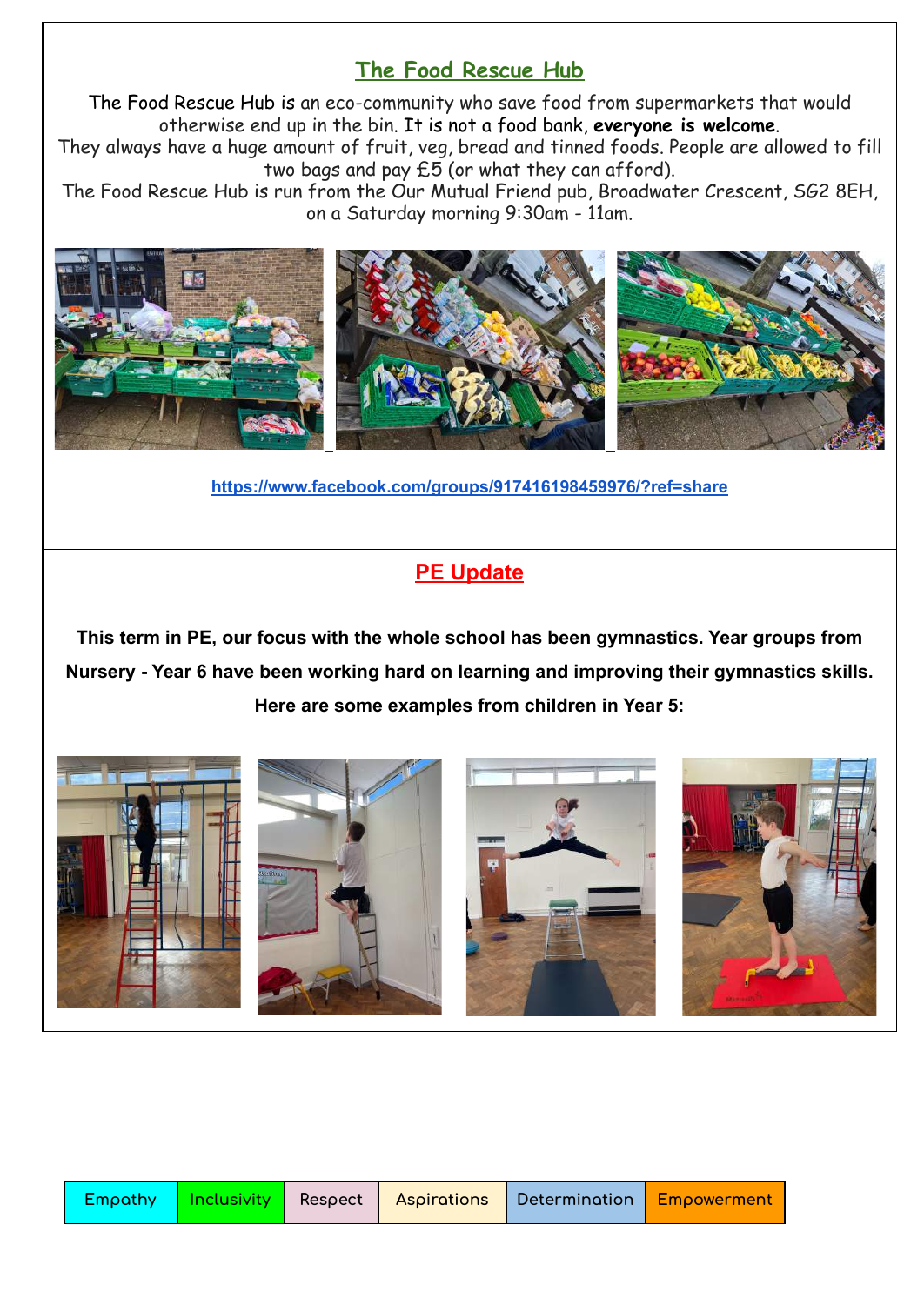## The Food Rescue Hub

The Food Rescue Hub is an eco-community who save food from supermarkets that would otherwise end up in the bin. It is not a food bank, **everyone is welcome**.

They always have a huge amount of fruit, veg, bread and tinned foods. People are allowed to fill two bags and pay £5 (or what they can afford).

The Food Rescue Hub is run from the Our Mutual Friend pub, Broadwater Crescent, SG2 8EH, on a Saturday morning 9:30am - 11am.

https://www.facebook.com/groups/917416198459976/?ref=share

## PE Update

**This term in PE, our focus with the whole school has been gymnastics. Year groups from Nursery - Year 6 have been working hard on learning and improving their gymnastics skills. Here are some examples from children in Year 5:**

| Empathy | Inclusivity | Respect | Aspirations | Determination | Empowerment |
|---|---|---|---|---|---|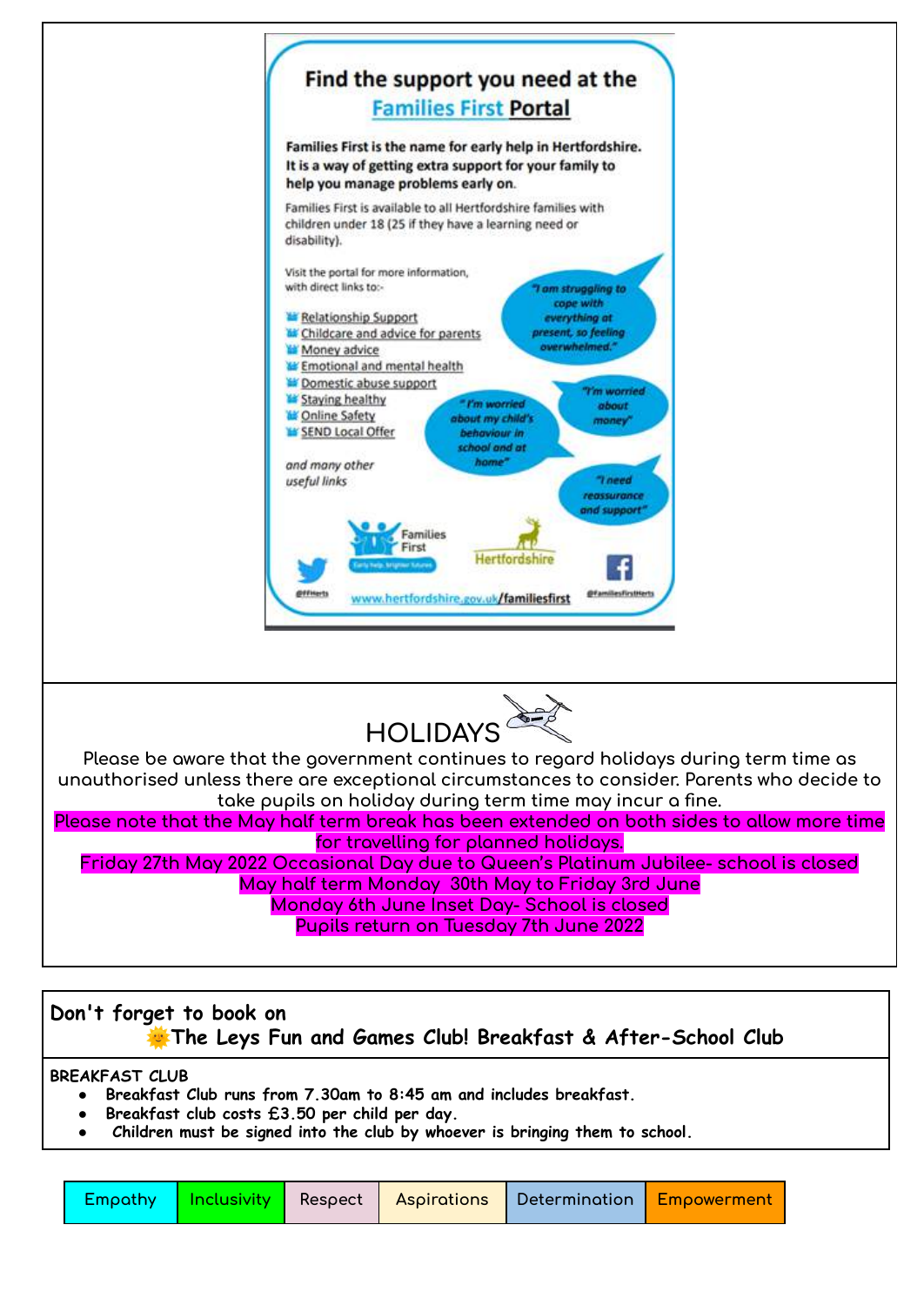## Find the support you need at the Families First Portal

**Families First is the name for early help in Hertfordshire. It is a way of getting extra support for your family to help you manage problems early on.**

Families First is available to all Hertfordshire families with children under 18 (25 if they have a learning need or disability).

Visit the portal for more information, with direct links to:-

- Relationship Support
- Childcare and advice for parents
- Money advice
- Emotional and mental health
- Domestic abuse support
- Staying healthy
- Online Safety
- SEND Local Offer

*and many other useful links*

*"I am struggling to cope with everything at present, so feeling overwhelmed."*

*"I'm worried about my child's behaviour in school and at home"*

*"I'm worried about money"*

*"I need reassurance and support"*

Families First — Early help, brighter futures

Hertfordshire

@FFHerts www.hertfordshire.gov.uk/familiesfirst @FamiliesFirstHerts

## HOLIDAYS

Please be aware that the government continues to regard holidays during term time as unauthorised unless there are exceptional circumstances to consider. Parents who decide to take pupils on holiday during term time may incur a fine.

Please note that the May half term break has been extended on both sides to allow more time for travelling for planned holidays.

Friday 27th May 2022 Occasional Day due to Queen's Platinum Jubilee- school is closed

May half term Monday 30th May to Friday 3rd June

Monday 6th June Inset Day- School is closed

Pupils return on Tuesday 7th June 2022

## Don't forget to book on
## 🌞The Leys Fun and Games Club! Breakfast & After-School Club

**BREAKFAST CLUB**

- Breakfast Club runs from 7.30am to 8:45 am and includes breakfast.
- Breakfast club costs £3.50 per child per day.
- Children must be signed into the club by whoever is bringing them to school.

| Empathy | Inclusivity | Respect | Aspirations | Determination | Empowerment |
|---|---|---|---|---|---|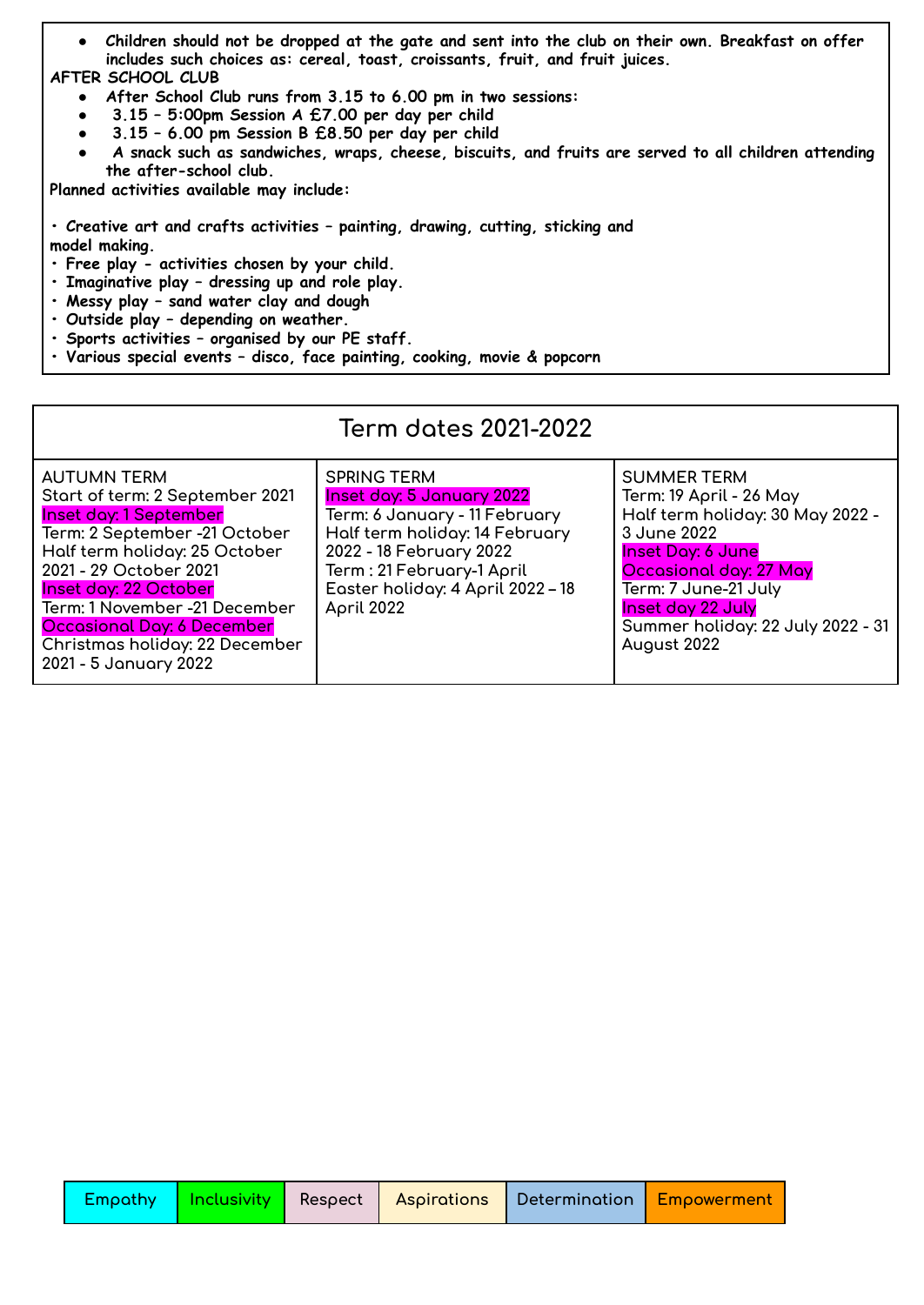- **Children should not be dropped at the gate and sent into the club on their own. Breakfast on offer includes such choices as: cereal, toast, croissants, fruit, and fruit juices.**

**AFTER SCHOOL CLUB**

- **After School Club runs from 3.15 to 6.00 pm in two sessions:**
- **3.15 – 5:00pm Session A £7.00 per day per child**
- **3.15 – 6.00 pm Session B £8.50 per day per child**
- **A snack such as sandwiches, wraps, cheese, biscuits, and fruits are served to all children attending the after-school club.**

**Planned activities available may include:**

**• Creative art and crafts activities – painting, drawing, cutting, sticking and model making.**
**• Free play - activities chosen by your child.**
**• Imaginative play – dressing up and role play.**
**• Messy play – sand water clay and dough**
**• Outside play – depending on weather.**
**• Sports activities – organised by our PE staff.**
**• Various special events – disco, face painting, cooking, movie & popcorn**

## Term dates 2021-2022

| AUTUMN TERM | SPRING TERM | SUMMER TERM |
|---|---|---|
| Start of term: 2 September 2021<br>Inset day: 1 September<br>Term: 2 September -21 October<br>Half term holiday: 25 October 2021 - 29 October 2021<br>Inset day: 22 October<br>Term: 1 November -21 December<br>Occasional Day: 6 December<br>Christmas holiday: 22 December 2021 - 5 January 2022 | Inset day: 5 January 2022<br>Term: 6 January - 11 February<br>Half term holiday: 14 February 2022 - 18 February 2022<br>Term : 21 February-1 April<br>Easter holiday: 4 April 2022 – 18 April 2022 | Term: 19 April - 26 May<br>Half term holiday: 30 May 2022 - 3 June 2022<br>Inset Day: 6 June<br>Occasional day: 27 May<br>Term: 7 June-21 July<br>Inset day 22 July<br>Summer holiday: 22 July 2022 - 31 August 2022 |

| | | | | | |
|---|---|---|---|---|---|
| Empathy | Inclusivity | Respect | Aspirations | Determination | Empowerment |